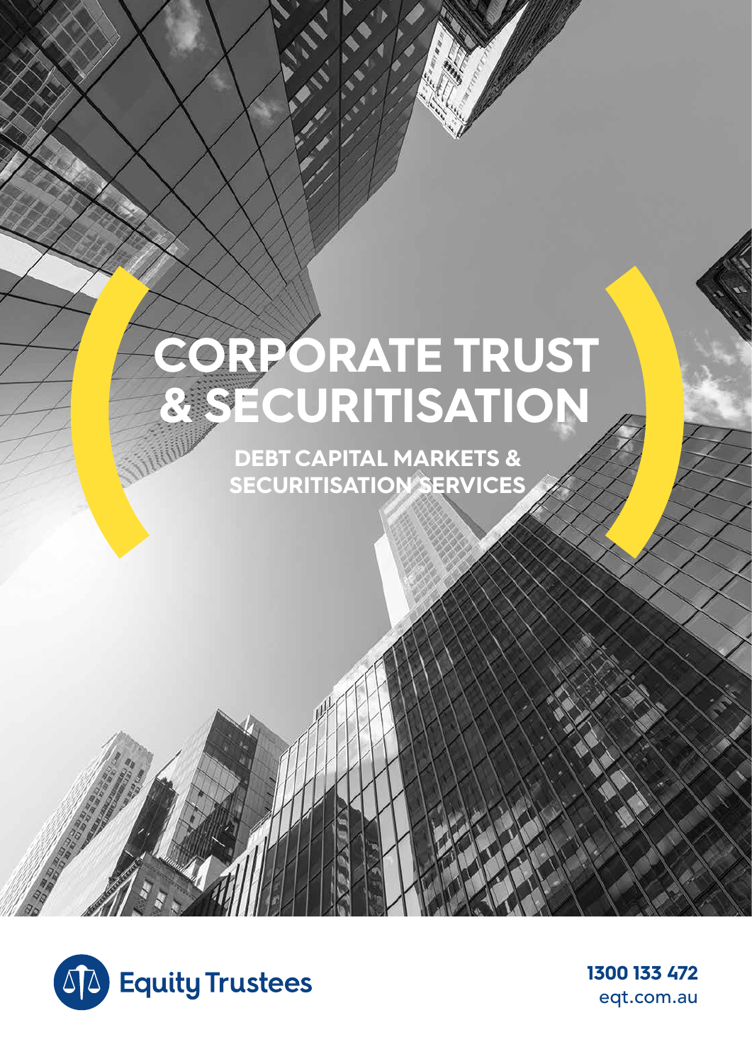# CORPORATE TRUST & SECURITISATION

## DEBT CAPITAL MARKETS & SECURITISATION SERVICES

Equity Trustees

**1300 133 472**
eqt.com.au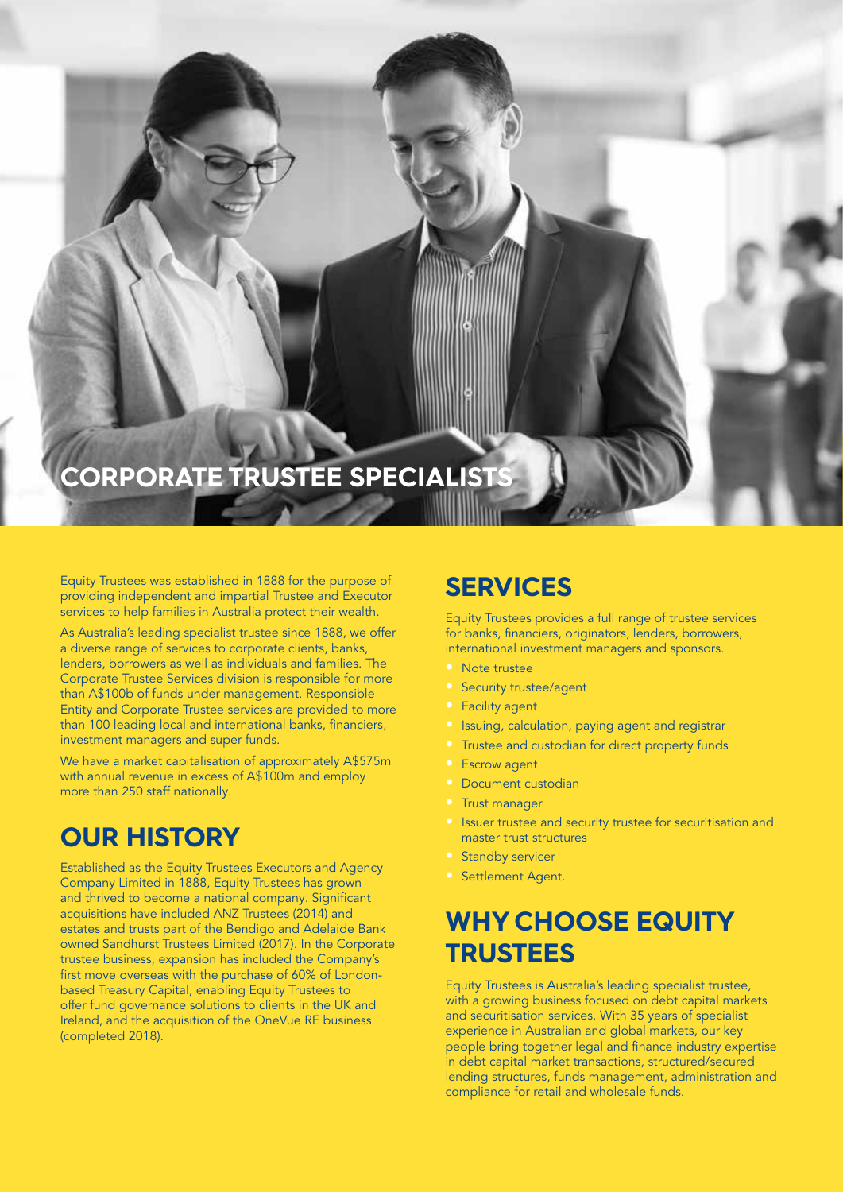# CORPORATE TRUSTEE SPECIALISTS

Equity Trustees was established in 1888 for the purpose of providing independent and impartial Trustee and Executor services to help families in Australia protect their wealth.

As Australia's leading specialist trustee since 1888, we offer a diverse range of services to corporate clients, banks, lenders, borrowers as well as individuals and families. The Corporate Trustee Services division is responsible for more than A$100b of funds under management. Responsible Entity and Corporate Trustee services are provided to more than 100 leading local and international banks, financiers, investment managers and super funds.

We have a market capitalisation of approximately A$575m with annual revenue in excess of A$100m and employ more than 250 staff nationally.

## OUR HISTORY

Established as the Equity Trustees Executors and Agency Company Limited in 1888, Equity Trustees has grown and thrived to become a national company. Significant acquisitions have included ANZ Trustees (2014) and estates and trusts part of the Bendigo and Adelaide Bank owned Sandhurst Trustees Limited (2017). In the Corporate trustee business, expansion has included the Company's first move overseas with the purchase of 60% of London-based Treasury Capital, enabling Equity Trustees to offer fund governance solutions to clients in the UK and Ireland, and the acquisition of the OneVue RE business (completed 2018).

## SERVICES

Equity Trustees provides a full range of trustee services for banks, financiers, originators, lenders, borrowers, international investment managers and sponsors.

- Note trustee
- Security trustee/agent
- Facility agent
- Issuing, calculation, paying agent and registrar
- Trustee and custodian for direct property funds
- Escrow agent
- Document custodian
- Trust manager
- Issuer trustee and security trustee for securitisation and master trust structures
- Standby servicer
- Settlement Agent.

## WHY CHOOSE EQUITY TRUSTEES

Equity Trustees is Australia's leading specialist trustee, with a growing business focused on debt capital markets and securitisation services. With 35 years of specialist experience in Australian and global markets, our key people bring together legal and finance industry expertise in debt capital market transactions, structured/secured lending structures, funds management, administration and compliance for retail and wholesale funds.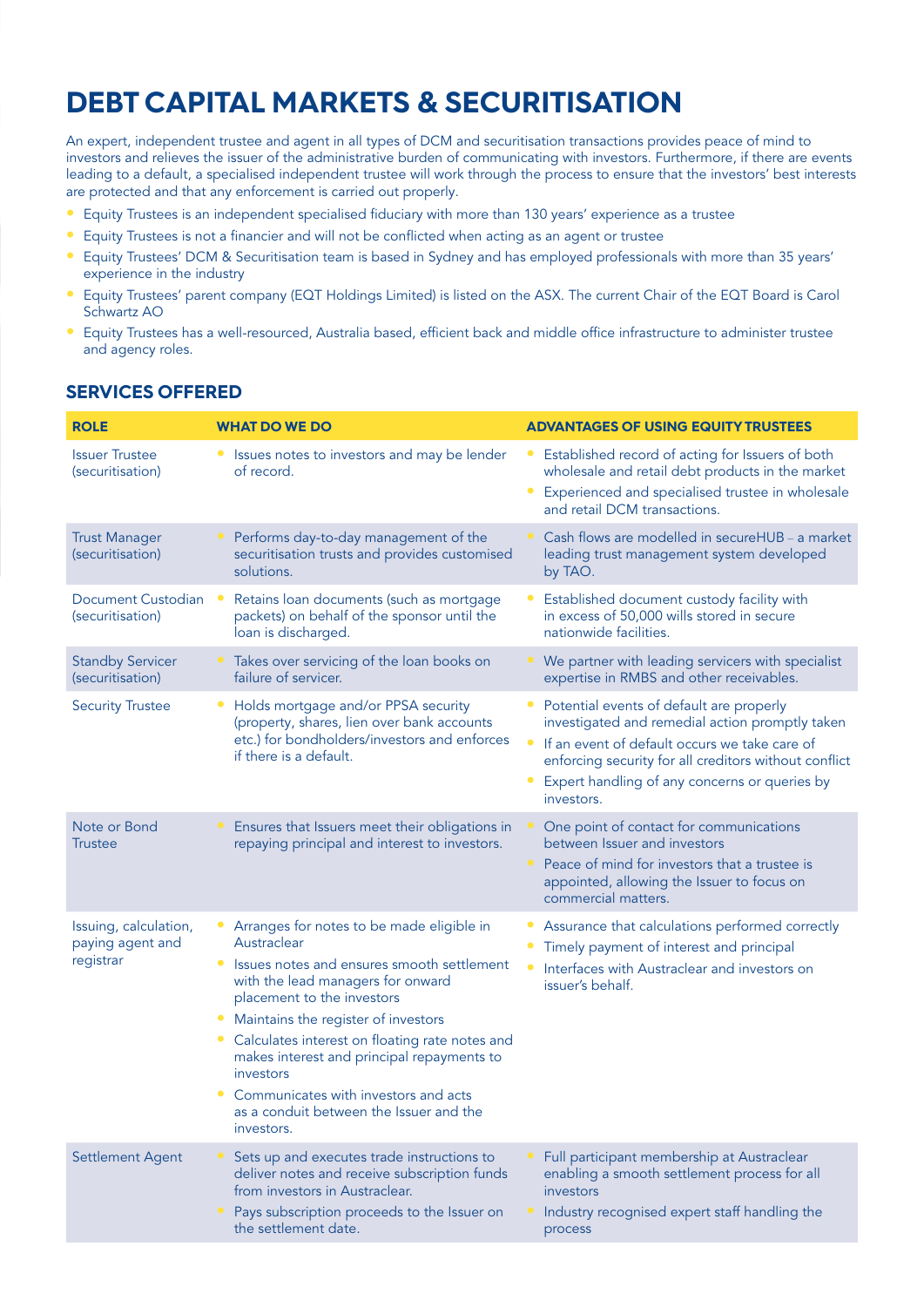# DEBT CAPITAL MARKETS & SECURITISATION

An expert, independent trustee and agent in all types of DCM and securitisation transactions provides peace of mind to investors and relieves the issuer of the administrative burden of communicating with investors. Furthermore, if there are events leading to a default, a specialised independent trustee will work through the process to ensure that the investors' best interests are protected and that any enforcement is carried out properly.

- Equity Trustees is an independent specialised fiduciary with more than 130 years' experience as a trustee
- Equity Trustees is not a financier and will not be conflicted when acting as an agent or trustee
- Equity Trustees' DCM & Securitisation team is based in Sydney and has employed professionals with more than 35 years' experience in the industry
- Equity Trustees' parent company (EQT Holdings Limited) is listed on the ASX. The current Chair of the EQT Board is Carol Schwartz AO
- Equity Trustees has a well-resourced, Australia based, efficient back and middle office infrastructure to administer trustee and agency roles.

## SERVICES OFFERED

| ROLE | WHAT DO WE DO | ADVANTAGES OF USING EQUITY TRUSTEES |
|---|---|---|
| Issuer Trustee (securitisation) | • Issues notes to investors and may be lender of record. | • Established record of acting for Issuers of both wholesale and retail debt products in the market<br>• Experienced and specialised trustee in wholesale and retail DCM transactions. |
| Trust Manager (securitisation) | • Performs day-to-day management of the securitisation trusts and provides customised solutions. | • Cash flows are modelled in secureHUB – a market leading trust management system developed by TAO. |
| Document Custodian (securitisation) | • Retains loan documents (such as mortgage packets) on behalf of the sponsor until the loan is discharged. | • Established document custody facility with in excess of 50,000 wills stored in secure nationwide facilities. |
| Standby Servicer (securitisation) | • Takes over servicing of the loan books on failure of servicer. | • We partner with leading servicers with specialist expertise in RMBS and other receivables. |
| Security Trustee | • Holds mortgage and/or PPSA security (property, shares, lien over bank accounts etc.) for bondholders/investors and enforces if there is a default. | • Potential events of default are properly investigated and remedial action promptly taken<br>• If an event of default occurs we take care of enforcing security for all creditors without conflict<br>• Expert handling of any concerns or queries by investors. |
| Note or Bond Trustee | • Ensures that Issuers meet their obligations in repaying principal and interest to investors. | • One point of contact for communications between Issuer and investors<br>• Peace of mind for investors that a trustee is appointed, allowing the Issuer to focus on commercial matters. |
| Issuing, calculation, paying agent and registrar | • Arranges for notes to be made eligible in Austraclear<br>• Issues notes and ensures smooth settlement with the lead managers for onward placement to the investors<br>• Maintains the register of investors<br>• Calculates interest on floating rate notes and makes interest and principal repayments to investors<br>• Communicates with investors and acts as a conduit between the Issuer and the investors. | • Assurance that calculations performed correctly<br>• Timely payment of interest and principal<br>• Interfaces with Austraclear and investors on issuer's behalf. |
| Settlement Agent | • Sets up and executes trade instructions to deliver notes and receive subscription funds from investors in Austraclear.<br>• Pays subscription proceeds to the Issuer on the settlement date. | • Full participant membership at Austraclear enabling a smooth settlement process for all investors<br>• Industry recognised expert staff handling the process |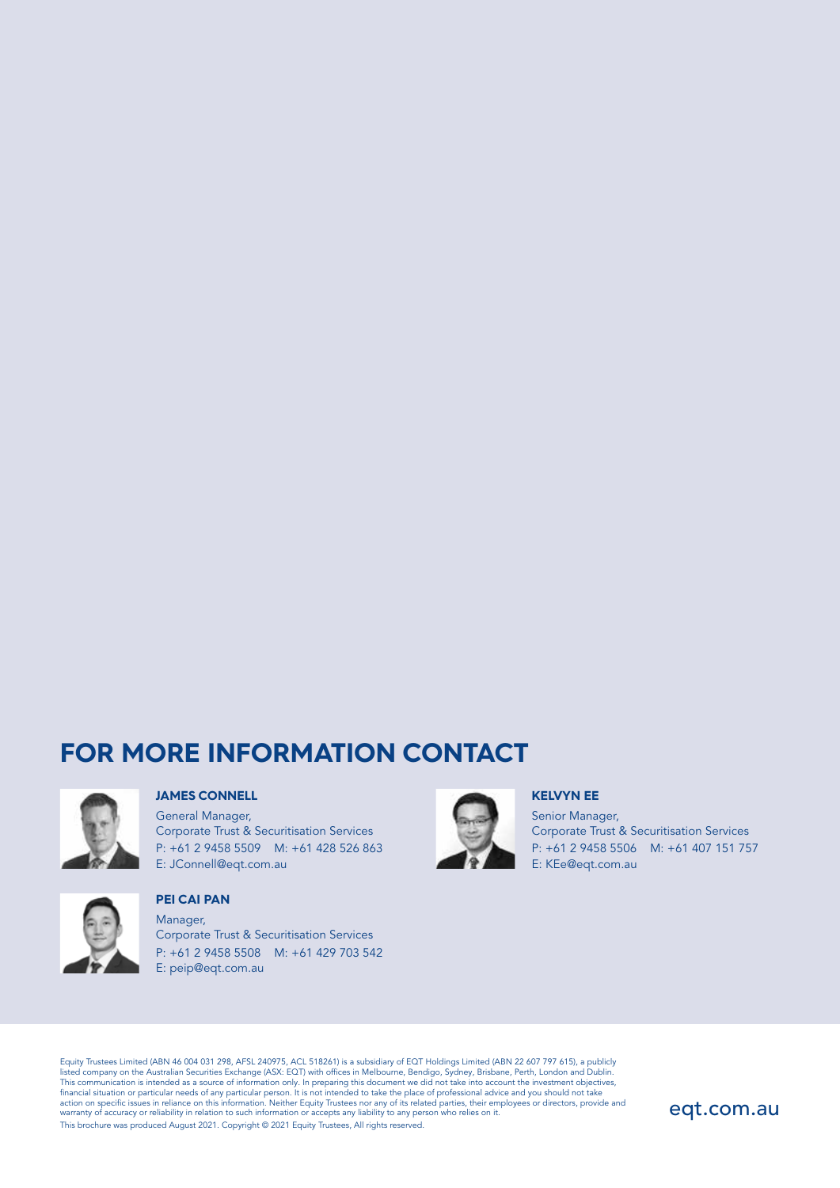# FOR MORE INFORMATION CONTACT

**JAMES CONNELL**

General Manager,
Corporate Trust & Securitisation Services
P: +61 2 9458 5509 M: +61 428 526 863
E: JConnell@eqt.com.au

**KELVYN EE**

Senior Manager,
Corporate Trust & Securitisation Services
P: +61 2 9458 5506 M: +61 407 151 757
E: KEe@eqt.com.au

**PEI CAI PAN**

Manager,
Corporate Trust & Securitisation Services
P: +61 2 9458 5508 M: +61 429 703 542
E: peip@eqt.com.au

Equity Trustees Limited (ABN 46 004 031 298, AFSL 240975, ACL 518261) is a subsidiary of EQT Holdings Limited (ABN 22 607 797 615), a publicly listed company on the Australian Securities Exchange (ASX: EQT) with offices in Melbourne, Bendigo, Sydney, Brisbane, Perth, London and Dublin. This communication is intended as a source of information only. In preparing this document we did not take into account the investment objectives, financial situation or particular needs of any particular person. It is not intended to take the place of professional advice and you should not take action on specific issues in reliance on this information. Neither Equity Trustees nor any of its related parties, their employees or directors, provide and warranty of accuracy or reliability in relation to such information or accepts any liability to any person who relies on it.

This brochure was produced August 2021. Copyright © 2021 Equity Trustees, All rights reserved.

eqt.com.au